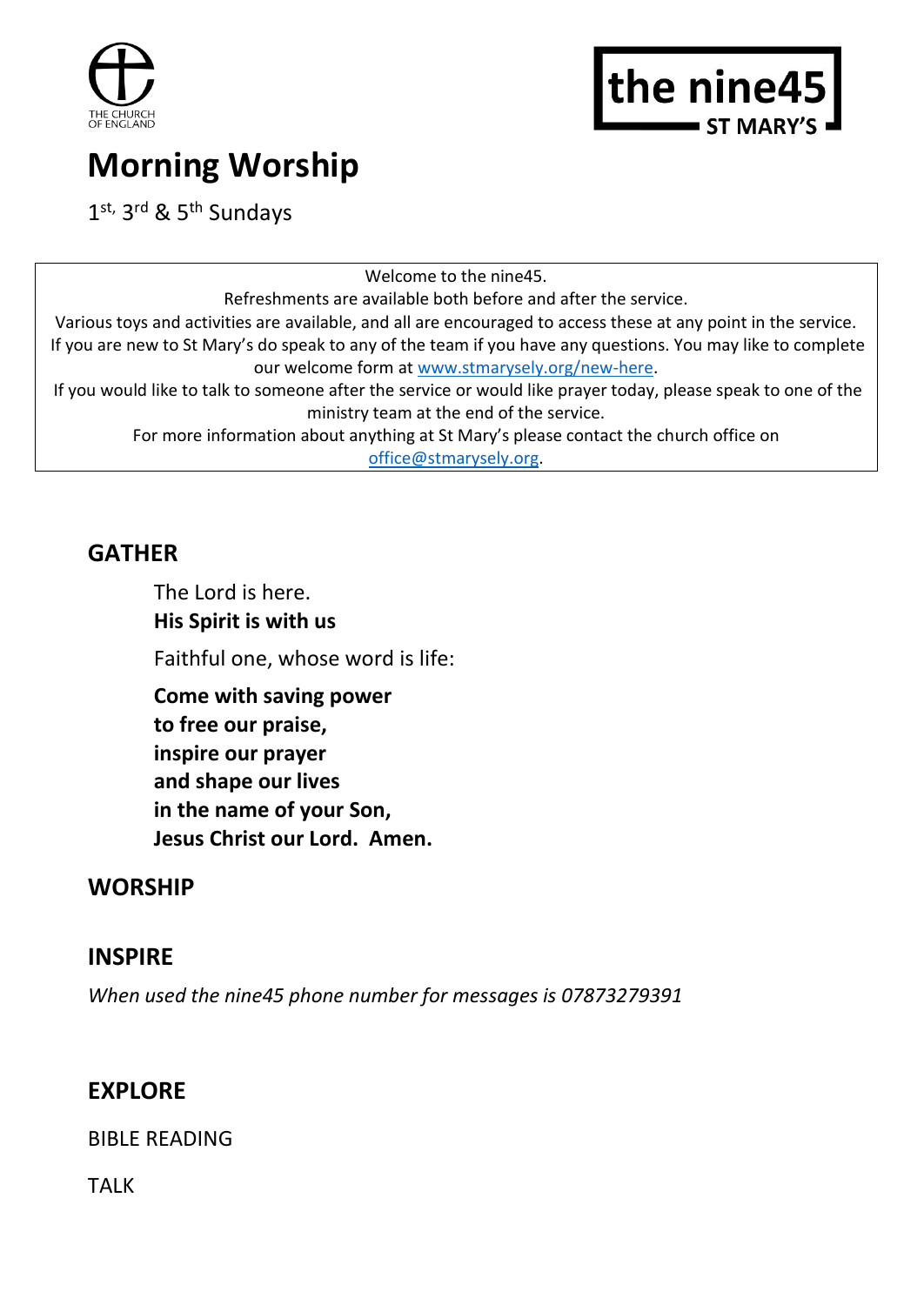THE CHURCH OF ENGLAND

**the nine45**
**ST MARY'S**

# Morning Worship

1st, 3rd & 5th Sundays

Welcome to the nine45.
Refreshments are available both before and after the service.
Various toys and activities are available, and all are encouraged to access these at any point in the service.
If you are new to St Mary's do speak to any of the team if you have any questions. You may like to complete our welcome form at www.stmarysely.org/new-here.
If you would like to talk to someone after the service or would like prayer today, please speak to one of the ministry team at the end of the service.
For more information about anything at St Mary's please contact the church office on office@stmarysely.org.

## GATHER

The Lord is here.
**His Spirit is with us**

Faithful one, whose word is life:

**Come with saving power**
**to free our praise,**
**inspire our prayer**
**and shape our lives**
**in the name of your Son,**
**Jesus Christ our Lord. Amen.**

## WORSHIP

## INSPIRE

*When used the nine45 phone number for messages is 07873279391*

## EXPLORE

BIBLE READING

TALK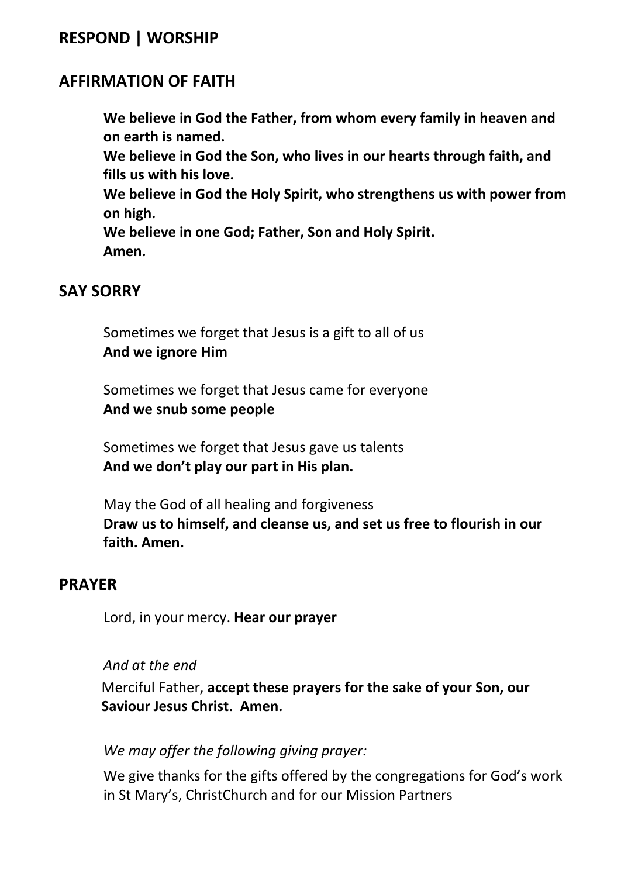## RESPOND | WORSHIP

## AFFIRMATION OF FAITH

**We believe in God the Father, from whom every family in heaven and on earth is named.**
**We believe in God the Son, who lives in our hearts through faith, and fills us with his love.**
**We believe in God the Holy Spirit, who strengthens us with power from on high.**
**We believe in one God; Father, Son and Holy Spirit.**
**Amen.**

## SAY SORRY

Sometimes we forget that Jesus is a gift to all of us
**And we ignore Him**

Sometimes we forget that Jesus came for everyone
**And we snub some people**

Sometimes we forget that Jesus gave us talents
**And we don't play our part in His plan.**

May the God of all healing and forgiveness
**Draw us to himself, and cleanse us, and set us free to flourish in our faith. Amen.**

## PRAYER

Lord, in your mercy. **Hear our prayer**

*And at the end*

Merciful Father, **accept these prayers for the sake of your Son, our Saviour Jesus Christ. Amen.**

*We may offer the following giving prayer:*

We give thanks for the gifts offered by the congregations for God's work in St Mary's, ChristChurch and for our Mission Partners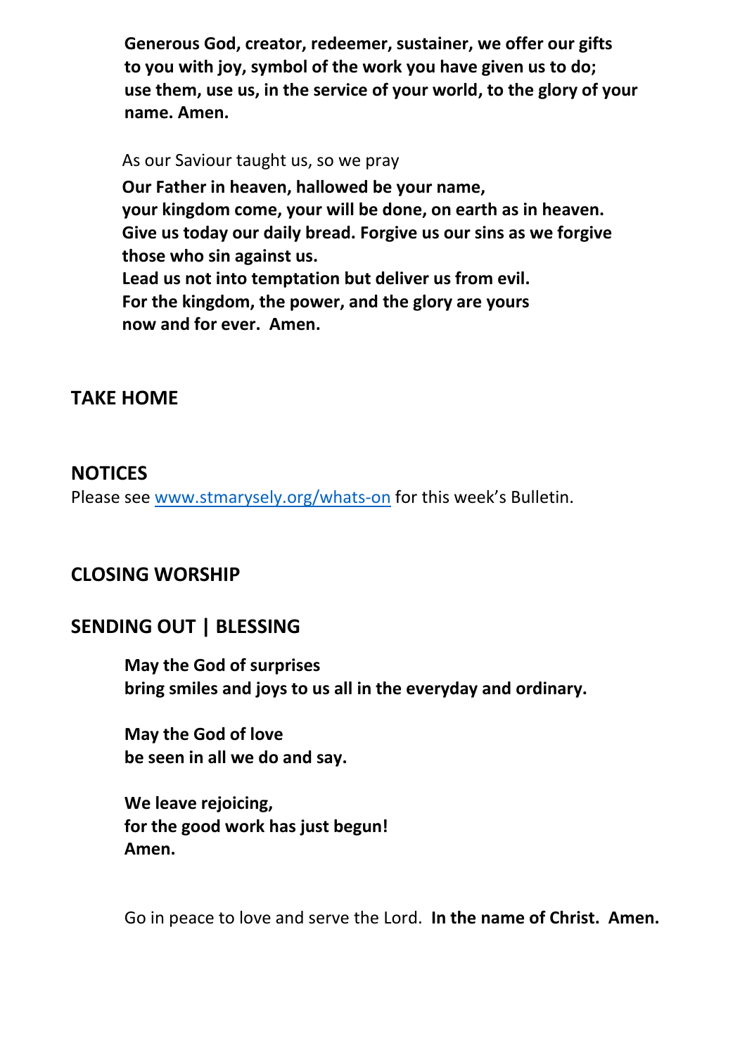**Generous God, creator, redeemer, sustainer, we offer our gifts to you with joy, symbol of the work you have given us to do; use them, use us, in the service of your world, to the glory of your name. Amen.**

As our Saviour taught us, so we pray

**Our Father in heaven, hallowed be your name,**
**your kingdom come, your will be done, on earth as in heaven.**
**Give us today our daily bread. Forgive us our sins as we forgive those who sin against us.**
**Lead us not into temptation but deliver us from evil.**
**For the kingdom, the power, and the glory are yours**
**now and for ever. Amen.**

## TAKE HOME

## NOTICES

Please see [www.stmarysely.org/whats-on](www.stmarysely.org/whats-on) for this week's Bulletin.

## CLOSING WORSHIP

## SENDING OUT | BLESSING

**May the God of surprises**
**bring smiles and joys to us all in the everyday and ordinary.**

**May the God of love**
**be seen in all we do and say.**

**We leave rejoicing,**
**for the good work has just begun!**
**Amen.**

Go in peace to love and serve the Lord. **In the name of Christ. Amen.**